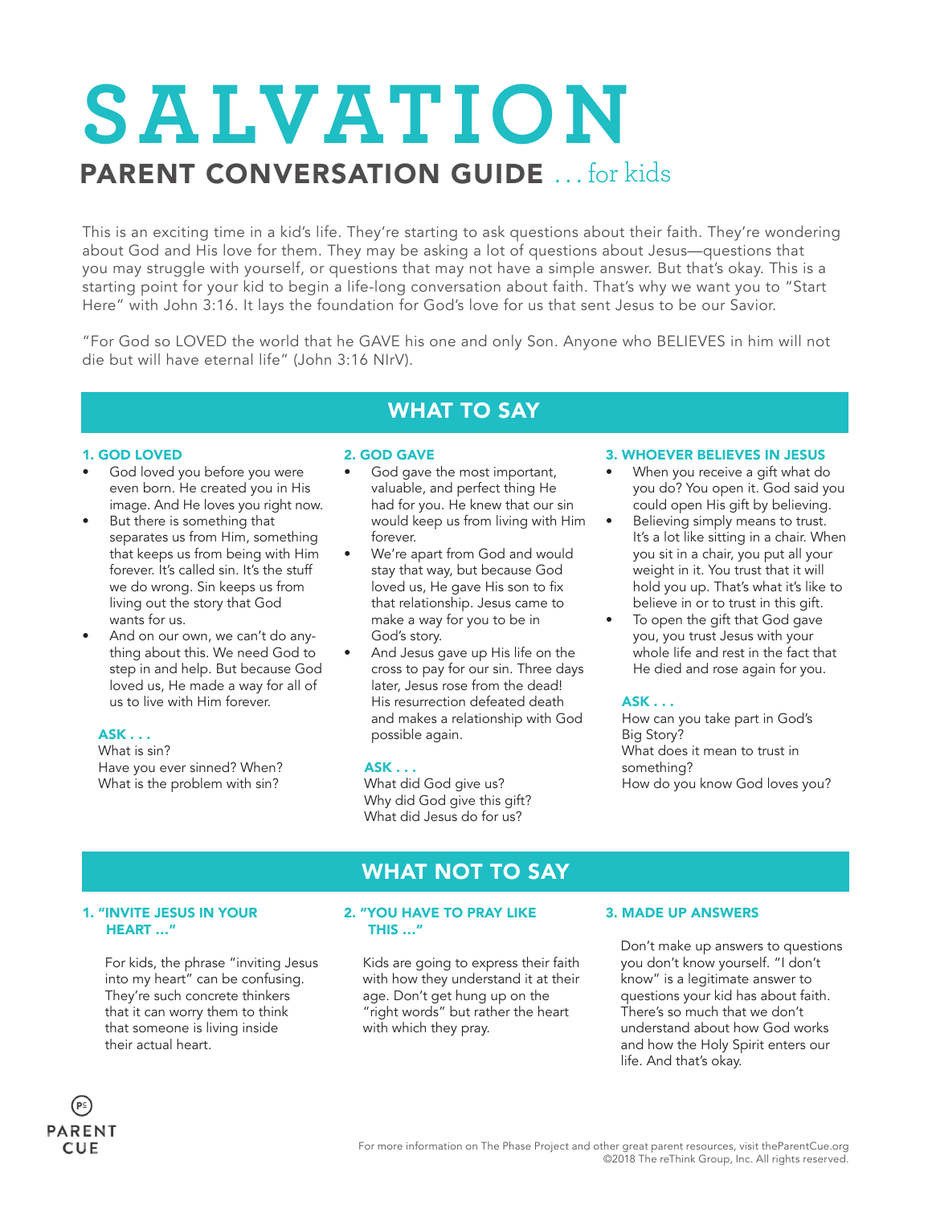# SALVATION

## PARENT CONVERSATION GUIDE . . . for kids

This is an exciting time in a kid's life. They're starting to ask questions about their faith. They're wondering about God and His love for them. They may be asking a lot of questions about Jesus—questions that you may struggle with yourself, or questions that may not have a simple answer. But that's okay. This is a starting point for your kid to begin a life-long conversation about faith. That's why we want you to "Start Here" with John 3:16. It lays the foundation for God's love for us that sent Jesus to be our Savior.

"For God so LOVED the world that he GAVE his one and only Son. Anyone who BELIEVES in him will not die but will have eternal life" (John 3:16 NIrV).

## WHAT TO SAY

### 1. GOD LOVED

- God loved you before you were even born. He created you in His image. And He loves you right now.
- But there is something that separates us from Him, something that keeps us from being with Him forever. It's called sin. It's the stuff we do wrong. Sin keeps us from living out the story that God wants for us.
- And on our own, we can't do anything about this. We need God to step in and help. But because God loved us, He made a way for all of us to live with Him forever.

**ASK . . .**

What is sin?
Have you ever sinned? When?
What is the problem with sin?

### 2. GOD GAVE

- God gave the most important, valuable, and perfect thing He had for you. He knew that our sin would keep us from living with Him forever.
- We're apart from God and would stay that way, but because God loved us, He gave His son to fix that relationship. Jesus came to make a way for you to be in God's story.
- And Jesus gave up His life on the cross to pay for our sin. Three days later, Jesus rose from the dead! His resurrection defeated death and makes a relationship with God possible again.

**ASK . . .**

What did God give us?
Why did God give this gift?
What did Jesus do for us?

### 3. WHOEVER BELIEVES IN JESUS

- When you receive a gift what do you do? You open it. God said you could open His gift by believing.
- Believing simply means to trust. It's a lot like sitting in a chair. When you sit in a chair, you put all your weight in it. You trust that it will hold you up. That's what it's like to believe in or to trust in this gift.
- To open the gift that God gave you, you trust Jesus with your whole life and rest in the fact that He died and rose again for you.

**ASK . . .**

How can you take part in God's Big Story?
What does it mean to trust in something?
How do you know God loves you?

## WHAT NOT TO SAY

### 1. "INVITE JESUS IN YOUR HEART …"

For kids, the phrase "inviting Jesus into my heart" can be confusing. They're such concrete thinkers that it can worry them to think that someone is living inside their actual heart.

### 2. "YOU HAVE TO PRAY LIKE THIS …"

Kids are going to express their faith with how they understand it at their age. Don't get hung up on the "right words" but rather the heart with which they pray.

### 3. MADE UP ANSWERS

Don't make up answers to questions you don't know yourself. "I don't know" is a legitimate answer to questions your kid has about faith. There's so much that we don't understand about how God works and how the Holy Spirit enters our life. And that's okay.

PARENT CUE

For more information on The Phase Project and other great parent resources, visit theParentCue.org
©2018 The reThink Group, Inc. All rights reserved.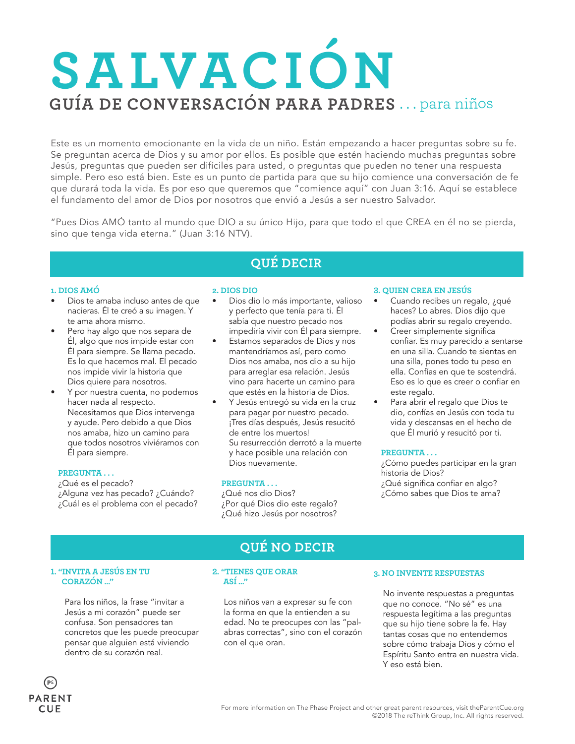# SALVACIÓN

## GUÍA DE CONVERSACIÓN PARA PADRES . . . para niños

Este es un momento emocionante en la vida de un niño. Están empezando a hacer preguntas sobre su fe. Se preguntan acerca de Dios y su amor por ellos. Es posible que estén haciendo muchas preguntas sobre Jesús, preguntas que pueden ser difíciles para usted, o preguntas que pueden no tener una respuesta simple. Pero eso está bien. Este es un punto de partida para que su hijo comience una conversación de fe que durará toda la vida. Es por eso que queremos que "comience aquí" con Juan 3:16. Aquí se establece el fundamento del amor de Dios por nosotros que envió a Jesús a ser nuestro Salvador.

"Pues Dios AMÓ tanto al mundo que DIO a su único Hijo, para que todo el que CREA en él no se pierda, sino que tenga vida eterna." (Juan 3:16 NTV).

## QUÉ DECIR

### 1. DIOS AMÓ

- Dios te amaba incluso antes de que nacieras. Él te creó a su imagen. Y te ama ahora mismo.
- Pero hay algo que nos separa de Él, algo que nos impide estar con Él para siempre. Se llama pecado. Es lo que hacemos mal. El pecado nos impide vivir la historia que Dios quiere para nosotros.
- Y por nuestra cuenta, no podemos hacer nada al respecto. Necesitamos que Dios intervenga y ayude. Pero debido a que Dios nos amaba, hizo un camino para que todos nosotros viviéramos con Él para siempre.

**PREGUNTA . . .**

¿Qué es el pecado?
¿Alguna vez has pecado? ¿Cuándo?
¿Cuál es el problema con el pecado?

### 2. DIOS DIO

- Dios dio lo más importante, valioso y perfecto que tenía para ti. Él sabía que nuestro pecado nos impediría vivir con Él para siempre.
- Estamos separados de Dios y nos mantendríamos así, pero como Dios nos amaba, nos dio a su hijo para arreglar esa relación. Jesús vino para hacerte un camino para que estés en la historia de Dios.
- Y Jesús entregó su vida en la cruz para pagar por nuestro pecado. ¡Tres días después, Jesús resucitó de entre los muertos! Su resurrección derrotó a la muerte y hace posible una relación con Dios nuevamente.

**PREGUNTA . . .**

¿Qué nos dio Dios?
¿Por qué Dios dio este regalo?
¿Qué hizo Jesús por nosotros?

### 3. QUIEN CREA EN JESÚS

- Cuando recibes un regalo, ¿qué haces? Lo abres. Dios dijo que podías abrir su regalo creyendo.
- Creer simplemente significa confiar. Es muy parecido a sentarse en una silla. Cuando te sientas en una silla, pones todo tu peso en ella. Confías en que te sostendrá. Eso es lo que es creer o confiar en este regalo.
- Para abrir el regalo que Dios te dio, confías en Jesús con toda tu vida y descansas en el hecho de que Él murió y resucitó por ti.

**PREGUNTA . . .**

¿Cómo puedes participar en la gran historia de Dios?
¿Qué significa confiar en algo?
¿Cómo sabes que Dios te ama?

## QUÉ NO DECIR

### 1. "INVITA A JESÚS EN TU CORAZÓN ..."

Para los niños, la frase "invitar a Jesús a mi corazón" puede ser confusa. Son pensadores tan concretos que les puede preocupar pensar que alguien está viviendo dentro de su corazón real.

### 2. "TIENES QUE ORAR ASÍ ..."

Los niños van a expresar su fe con la forma en que la entienden a su edad. No te preocupes con las "palabras correctas", sino con el corazón con el que oran.

### 3. NO INVENTE RESPUESTAS

No invente respuestas a preguntas que no conoce. "No sé" es una respuesta legítima a las preguntas que su hijo tiene sobre la fe. Hay tantas cosas que no entendemos sobre cómo trabaja Dios y cómo el Espíritu Santo entra en nuestra vida. Y eso está bien.

PARENT CUE

For more information on The Phase Project and other great parent resources, visit theParentCue.org
©2018 The reThink Group, Inc. All rights reserved.